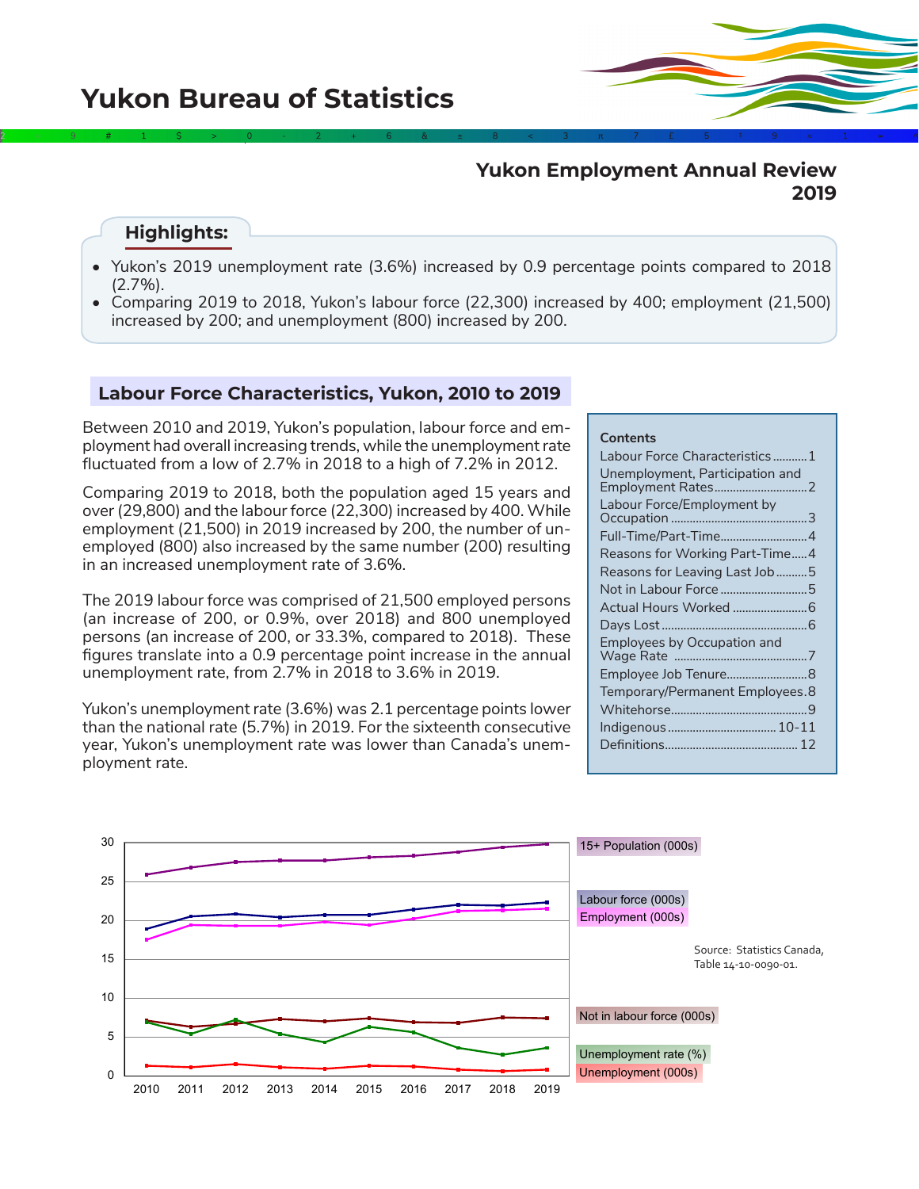# Yukon Bureau of Statistics

## Yukon Employment Annual Review 2019

### Highlights:

- Yukon's 2019 unemployment rate (3.6%) increased by 0.9 percentage points compared to 2018 (2.7%).
- Comparing 2019 to 2018, Yukon's labour force (22,300) increased by 400; employment (21,500) increased by 200; and unemployment (800) increased by 200.

## Labour Force Characteristics, Yukon, 2010 to 2019

Between 2010 and 2019, Yukon's population, labour force and employment had overall increasing trends, while the unemployment rate fluctuated from a low of 2.7% in 2018 to a high of 7.2% in 2012.

Comparing 2019 to 2018, both the population aged 15 years and over (29,800) and the labour force (22,300) increased by 400. While employment (21,500) in 2019 increased by 200, the number of unemployed (800) also increased by the same number (200) resulting in an increased unemployment rate of 3.6%.

The 2019 labour force was comprised of 21,500 employed persons (an increase of 200, or 0.9%, over 2018) and 800 unemployed persons (an increase of 200, or 33.3%, compared to 2018). These figures translate into a 0.9 percentage point increase in the annual unemployment rate, from 2.7% in 2018 to 3.6% in 2019.

Yukon's unemployment rate (3.6%) was 2.1 percentage points lower than the national rate (5.7%) in 2019. For the sixteenth consecutive year, Yukon's unemployment rate was lower than Canada's unemployment rate.

**Contents**

| | |
|---|---|
| Labour Force Characteristics | 1 |
| Unemployment, Participation and Employment Rates | 2 |
| Labour Force/Employment by Occupation | 3 |
| Full-Time/Part-Time | 4 |
| Reasons for Working Part-Time | 4 |
| Reasons for Leaving Last Job | 5 |
| Not in Labour Force | 5 |
| Actual Hours Worked | 6 |
| Days Lost | 6 |
| Employees by Occupation and Wage Rate | 7 |
| Employee Job Tenure | 8 |
| Temporary/Permanent Employees | 8 |
| Whitehorse | 9 |
| Indigenous | 10-11 |
| Definitions | 12 |

Source: Statistics Canada, Table 14-10-0090-01.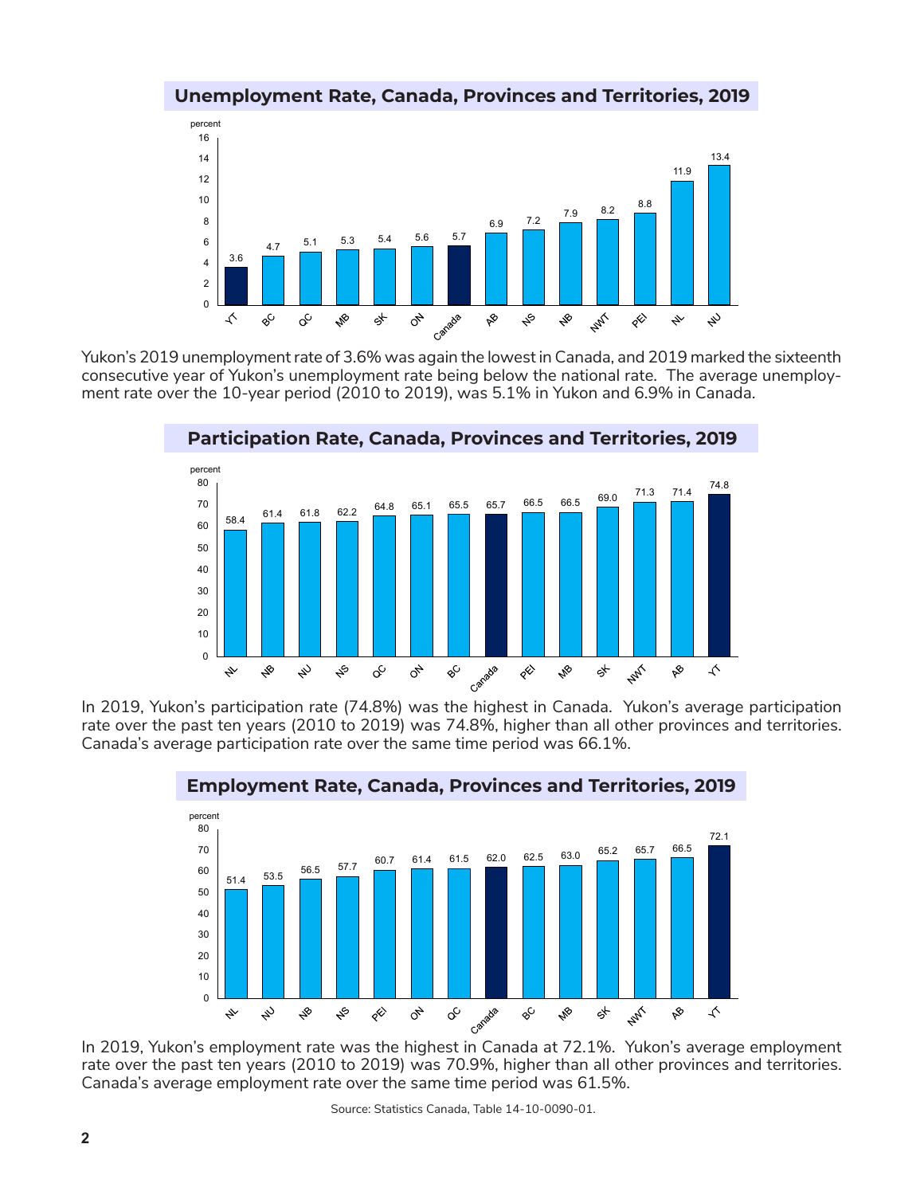## Unemployment Rate, Canada, Provinces and Territories, 2019

| Region | Percent |
|---|---|
| YT | 3.6 |
| BC | 4.7 |
| QC | 5.1 |
| MB | 5.3 |
| SK | 5.4 |
| ON | 5.6 |
| Canada | 5.7 |
| AB | 6.9 |
| NS | 7.2 |
| NB | 7.9 |
| NWT | 8.2 |
| PEI | 8.8 |
| NL | 11.9 |
| NU | 13.4 |

Yukon's 2019 unemployment rate of 3.6% was again the lowest in Canada, and 2019 marked the sixteenth consecutive year of Yukon's unemployment rate being below the national rate. The average unemployment rate over the 10-year period (2010 to 2019), was 5.1% in Yukon and 6.9% in Canada.

## Participation Rate, Canada, Provinces and Territories, 2019

| Region | Percent |
|---|---|
| NL | 58.4 |
| NB | 61.4 |
| NU | 61.8 |
| NS | 62.2 |
| QC | 64.8 |
| ON | 65.1 |
| BC | 65.5 |
| Canada | 65.7 |
| PEI | 66.5 |
| MB | 66.5 |
| SK | 69.0 |
| NWT | 71.3 |
| AB | 71.4 |
| YT | 74.8 |

In 2019, Yukon's participation rate (74.8%) was the highest in Canada. Yukon's average participation rate over the past ten years (2010 to 2019) was 74.8%, higher than all other provinces and territories. Canada's average participation rate over the same time period was 66.1%.

## Employment Rate, Canada, Provinces and Territories, 2019

| Region | Percent |
|---|---|
| NL | 51.4 |
| NU | 53.5 |
| NB | 56.5 |
| NS | 57.7 |
| PEI | 60.7 |
| ON | 61.4 |
| QC | 61.5 |
| Canada | 62.0 |
| BC | 62.5 |
| MB | 63.0 |
| SK | 65.2 |
| NWT | 65.7 |
| AB | 66.5 |
| YT | 72.1 |

In 2019, Yukon's employment rate was the highest in Canada at 72.1%. Yukon's average employment rate over the past ten years (2010 to 2019) was 70.9%, higher than all other provinces and territories. Canada's average employment rate over the same time period was 61.5%.

Source: Statistics Canada, Table 14-10-0090-01.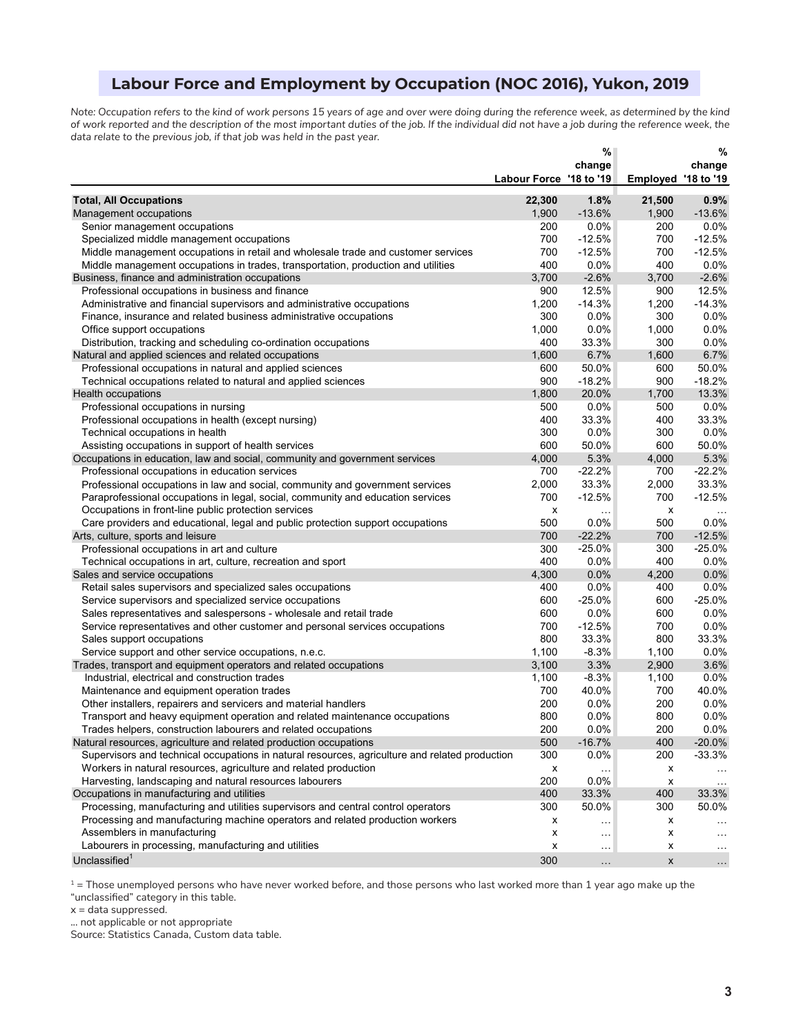## Labour Force and Employment by Occupation (NOC 2016), Yukon, 2019

*Note: Occupation refers to the kind of work persons 15 years of age and over were doing during the reference week, as determined by the kind of work reported and the description of the most important duties of the job. If the individual did not have a job during the reference week, the data relate to the previous job, if that job was held in the past year.*

| | Labour Force | % change '18 to '19 | Employed | % change '18 to '19 |
|---|---|---|---|---|
| **Total, All Occupations** | **22,300** | **1.8%** | **21,500** | **0.9%** |
| Management occupations | 1,900 | -13.6% | 1,900 | -13.6% |
| Senior management occupations | 200 | 0.0% | 200 | 0.0% |
| Specialized middle management occupations | 700 | -12.5% | 700 | -12.5% |
| Middle management occupations in retail and wholesale trade and customer services | 700 | -12.5% | 700 | -12.5% |
| Middle management occupations in trades, transportation, production and utilities | 400 | 0.0% | 400 | 0.0% |
| Business, finance and administration occupations | 3,700 | -2.6% | 3,700 | -2.6% |
| Professional occupations in business and finance | 900 | 12.5% | 900 | 12.5% |
| Administrative and financial supervisors and administrative occupations | 1,200 | -14.3% | 1,200 | -14.3% |
| Finance, insurance and related business administrative occupations | 300 | 0.0% | 300 | 0.0% |
| Office support occupations | 1,000 | 0.0% | 1,000 | 0.0% |
| Distribution, tracking and scheduling co-ordination occupations | 400 | 33.3% | 300 | 0.0% |
| Natural and applied sciences and related occupations | 1,600 | 6.7% | 1,600 | 6.7% |
| Professional occupations in natural and applied sciences | 600 | 50.0% | 600 | 50.0% |
| Technical occupations related to natural and applied sciences | 900 | -18.2% | 900 | -18.2% |
| Health occupations | 1,800 | 20.0% | 1,700 | 13.3% |
| Professional occupations in nursing | 500 | 0.0% | 500 | 0.0% |
| Professional occupations in health (except nursing) | 400 | 33.3% | 400 | 33.3% |
| Technical occupations in health | 300 | 0.0% | 300 | 0.0% |
| Assisting occupations in support of health services | 600 | 50.0% | 600 | 50.0% |
| Occupations in education, law and social, community and government services | 4,000 | 5.3% | 4,000 | 5.3% |
| Professional occupations in education services | 700 | -22.2% | 700 | -22.2% |
| Professional occupations in law and social, community and government services | 2,000 | 33.3% | 2,000 | 33.3% |
| Paraprofessional occupations in legal, social, community and education services | 700 | -12.5% | 700 | -12.5% |
| Occupations in front-line public protection services | x | … | x | … |
| Care providers and educational, legal and public protection support occupations | 500 | 0.0% | 500 | 0.0% |
| Arts, culture, sports and leisure | 700 | -22.2% | 700 | -12.5% |
| Professional occupations in art and culture | 300 | -25.0% | 300 | -25.0% |
| Technical occupations in art, culture, recreation and sport | 400 | 0.0% | 400 | 0.0% |
| Sales and service occupations | 4,300 | 0.0% | 4,200 | 0.0% |
| Retail sales supervisors and specialized sales occupations | 400 | 0.0% | 400 | 0.0% |
| Service supervisors and specialized service occupations | 600 | -25.0% | 600 | -25.0% |
| Sales representatives and salespersons - wholesale and retail trade | 600 | 0.0% | 600 | 0.0% |
| Service representatives and other customer and personal services occupations | 700 | -12.5% | 700 | 0.0% |
| Sales support occupations | 800 | 33.3% | 800 | 33.3% |
| Service support and other service occupations, n.e.c. | 1,100 | -8.3% | 1,100 | 0.0% |
| Trades, transport and equipment operators and related occupations | 3,100 | 3.3% | 2,900 | 3.6% |
| Industrial, electrical and construction trades | 1,100 | -8.3% | 1,100 | 0.0% |
| Maintenance and equipment operation trades | 700 | 40.0% | 700 | 40.0% |
| Other installers, repairers and servicers and material handlers | 200 | 0.0% | 200 | 0.0% |
| Transport and heavy equipment operation and related maintenance occupations | 800 | 0.0% | 800 | 0.0% |
| Trades helpers, construction labourers and related occupations | 200 | 0.0% | 200 | 0.0% |
| Natural resources, agriculture and related production occupations | 500 | -16.7% | 400 | -20.0% |
| Supervisors and technical occupations in natural resources, agriculture and related production | 300 | 0.0% | 200 | -33.3% |
| Workers in natural resources, agriculture and related production | x | … | x | … |
| Harvesting, landscaping and natural resources labourers | 200 | 0.0% | x | … |
| Occupations in manufacturing and utilities | 400 | 33.3% | 400 | 33.3% |
| Processing, manufacturing and utilities supervisors and central control operators | 300 | 50.0% | 300 | 50.0% |
| Processing and manufacturing machine operators and related production workers | x | … | x | … |
| Assemblers in manufacturing | x | … | x | … |
| Labourers in processing, manufacturing and utilities | x | … | x | … |
| Unclassified[1] | 300 | … | x | … |

[1] = Those unemployed persons who have never worked before, and those persons who last worked more than 1 year ago make up the "unclassified" category in this table.

x = data suppressed.

… not applicable or not appropriate

Source: Statistics Canada, Custom data table.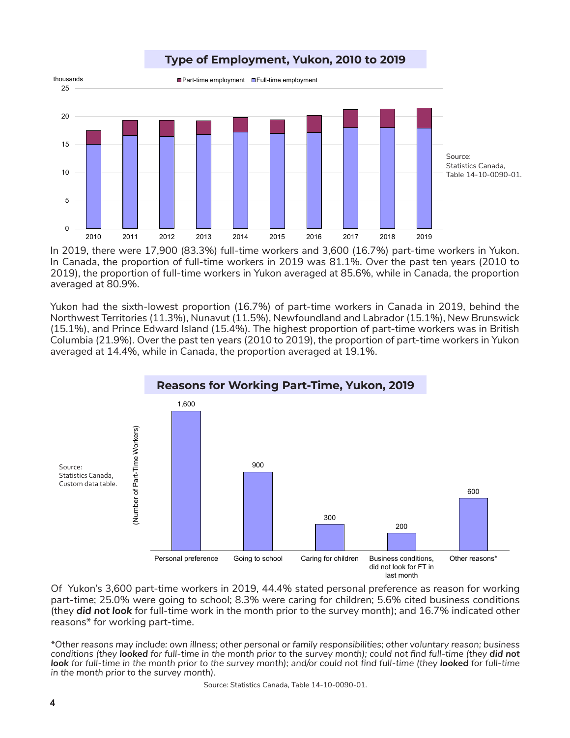## Type of Employment, Yukon, 2010 to 2019

Source: Statistics Canada, Table 14-10-0090-01.

In 2019, there were 17,900 (83.3%) full-time workers and 3,600 (16.7%) part-time workers in Yukon. In Canada, the proportion of full-time workers in 2019 was 81.1%. Over the past ten years (2010 to 2019), the proportion of full-time workers in Yukon averaged at 85.6%, while in Canada, the proportion averaged at 80.9%.

Yukon had the sixth-lowest proportion (16.7%) of part-time workers in Canada in 2019, behind the Northwest Territories (11.3%), Nunavut (11.5%), Newfoundland and Labrador (15.1%), New Brunswick (15.1%), and Prince Edward Island (15.4%). The highest proportion of part-time workers was in British Columbia (21.9%). Over the past ten years (2010 to 2019), the proportion of part-time workers in Yukon averaged at 14.4%, while in Canada, the proportion averaged at 19.1%.

## Reasons for Working Part-Time, Yukon, 2019

| Reason | Number of Part-Time Workers |
| --- | --- |
| Personal preference | 1,600 |
| Going to school | 900 |
| Caring for children | 300 |
| Business conditions, did not look for FT in last month | 200 |
| Other reasons* | 600 |

Source: Statistics Canada, Custom data table.

Of Yukon's 3,600 part-time workers in 2019, 44.4% stated personal preference as reason for working part-time; 25.0% were going to school; 8.3% were caring for children; 5.6% cited business conditions (they ***did not look*** for full-time work in the month prior to the survey month); and 16.7% indicated other reasons* for working part-time.

*\*Other reasons may include: own illness; other personal or family responsibilities; other voluntary reason; business conditions (they **looked** for full-time in the month prior to the survey month); could not find full-time (they **did not look** for full-time in the month prior to the survey month); and/or could not find full-time (they **looked** for full-time in the month prior to the survey month).*

Source: Statistics Canada, Table 14-10-0090-01.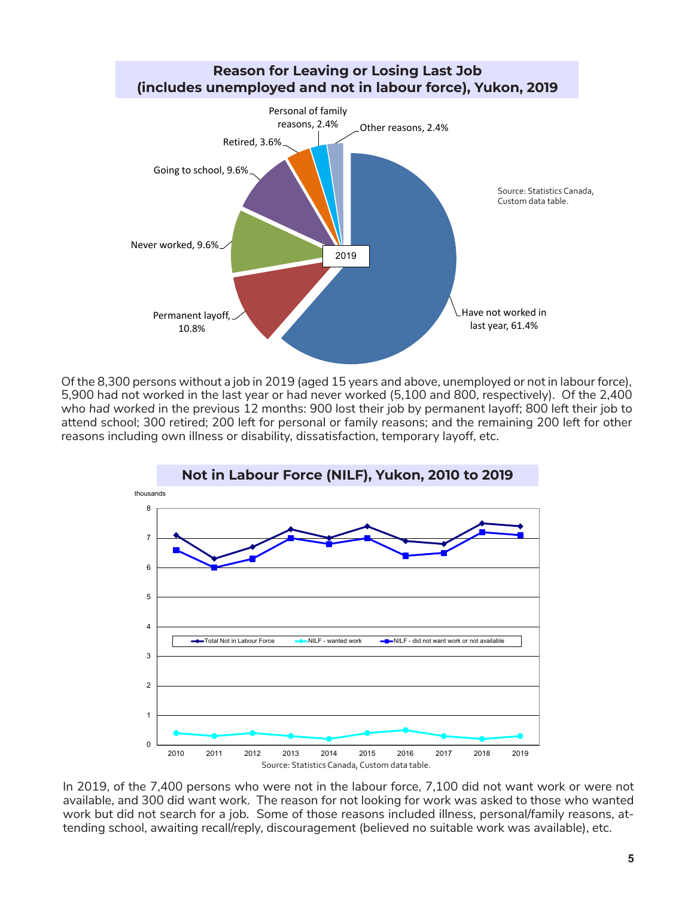## Reason for Leaving or Losing Last Job (includes unemployed and not in labour force), Yukon, 2019

| Reason | 2019 |
|---|---|
| Have not worked in last year | 61.4% |
| Permanent layoff | 10.8% |
| Never worked | 9.6% |
| Going to school | 9.6% |
| Retired | 3.6% |
| Personal of family reasons | 2.4% |
| Other reasons | 2.4% |

Source: Statistics Canada, Custom data table.

Of the 8,300 persons without a job in 2019 (aged 15 years and above, unemployed or not in labour force), 5,900 had not worked in the last year or had never worked (5,100 and 800, respectively). Of the 2,400 who *had worked* in the previous 12 months: 900 lost their job by permanent layoff; 800 left their job to attend school; 300 retired; 200 left for personal or family reasons; and the remaining 200 left for other reasons including own illness or disability, dissatisfaction, temporary layoff, etc.

## Not in Labour Force (NILF), Yukon, 2010 to 2019

thousands

| Year | Total Not in Labour Force | NILF - wanted work | NILF - did not want work or not available |
|---|---|---|---|
| 2010 | 7.1 | 0.4 | 6.6 |
| 2011 | 6.3 | 0.3 | 6.0 |
| 2012 | 6.7 | 0.4 | 6.3 |
| 2013 | 7.3 | 0.3 | 7.0 |
| 2014 | 7.0 | 0.2 | 6.8 |
| 2015 | 7.4 | 0.4 | 7.0 |
| 2016 | 6.9 | 0.5 | 6.4 |
| 2017 | 6.8 | 0.3 | 6.5 |
| 2018 | 7.5 | 0.2 | 7.2 |
| 2019 | 7.4 | 0.3 | 7.1 |

Source: Statistics Canada, Custom data table.

In 2019, of the 7,400 persons who were not in the labour force, 7,100 did not want work or were not available, and 300 did want work. The reason for not looking for work was asked to those who wanted work but did not search for a job. Some of those reasons included illness, personal/family reasons, attending school, awaiting recall/reply, discouragement (believed no suitable work was available), etc.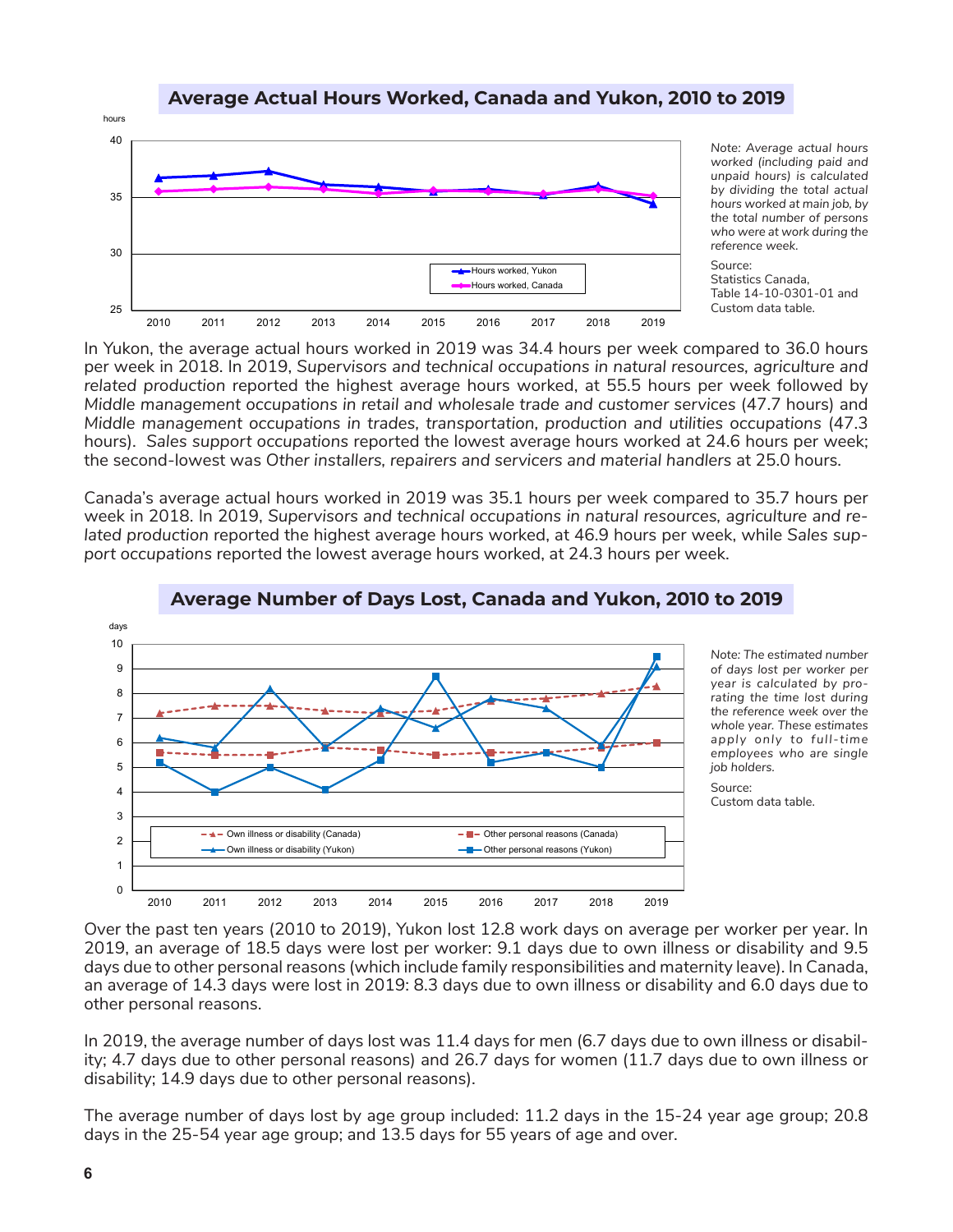## Average Actual Hours Worked, Canada and Yukon, 2010 to 2019

*Note: Average actual hours worked (including paid and unpaid hours) is calculated by dividing the total actual hours worked at main job, by the total number of persons who were at work during the reference week.*

Source:
Statistics Canada,
Table 14-10-0301-01 and
Custom data table.

In Yukon, the average actual hours worked in 2019 was 34.4 hours per week compared to 36.0 hours per week in 2018. In 2019, *Supervisors and technical occupations in natural resources, agriculture and related production* reported the highest average hours worked, at 55.5 hours per week followed by *Middle management occupations in retail and wholesale trade and customer services* (47.7 hours) and *Middle management occupations in trades, transportation, production and utilities occupations* (47.3 hours). *Sales support occupations* reported the lowest average hours worked at 24.6 hours per week; the second-lowest was *Other installers, repairers and servicers and material handlers* at 25.0 hours.

Canada's average actual hours worked in 2019 was 35.1 hours per week compared to 35.7 hours per week in 2018. In 2019, *Supervisors and technical occupations in natural resources, agriculture and related production* reported the highest average hours worked, at 46.9 hours per week, while *Sales support occupations* reported the lowest average hours worked, at 24.3 hours per week.

## Average Number of Days Lost, Canada and Yukon, 2010 to 2019

*Note: The estimated number of days lost per worker per year is calculated by prorating the time lost during the reference week over the whole year. These estimates apply only to full-time employees who are single job holders.*

Source:
Custom data table.

Over the past ten years (2010 to 2019), Yukon lost 12.8 work days on average per worker per year. In 2019, an average of 18.5 days were lost per worker: 9.1 days due to own illness or disability and 9.5 days due to other personal reasons (which include family responsibilities and maternity leave). In Canada, an average of 14.3 days were lost in 2019: 8.3 days due to own illness or disability and 6.0 days due to other personal reasons.

In 2019, the average number of days lost was 11.4 days for men (6.7 days due to own illness or disability; 4.7 days due to other personal reasons) and 26.7 days for women (11.7 days due to own illness or disability; 14.9 days due to other personal reasons).

The average number of days lost by age group included: 11.2 days in the 15-24 year age group; 20.8 days in the 25-54 year age group; and 13.5 days for 55 years of age and over.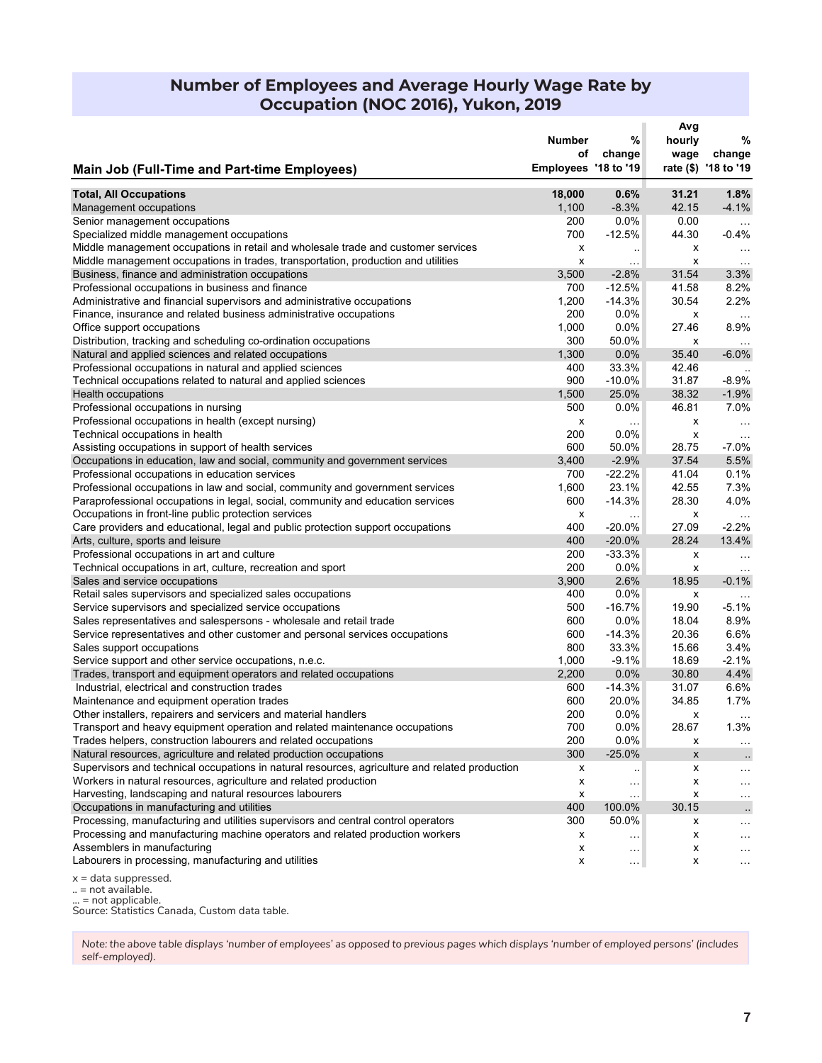## Number of Employees and Average Hourly Wage Rate by Occupation (NOC 2016), Yukon, 2019

| Main Job (Full-Time and Part-time Employees) | Number of Employees | % change '18 to '19 | Avg hourly wage rate ($) | % change '18 to '19 |
|---|---|---|---|---|
| **Total, All Occupations** | **18,000** | **0.6%** | **31.21** | **1.8%** |
| Management occupations | 1,100 | -8.3% | 42.15 | -4.1% |
| Senior management occupations | 200 | 0.0% | 0.00 | ... |
| Specialized middle management occupations | 700 | -12.5% | 44.30 | -0.4% |
| Middle management occupations in retail and wholesale trade and customer services | x | .. | x | ... |
| Middle management occupations in trades, transportation, production and utilities | x | ... | x | ... |
| Business, finance and administration occupations | 3,500 | -2.8% | 31.54 | 3.3% |
| Professional occupations in business and finance | 700 | -12.5% | 41.58 | 8.2% |
| Administrative and financial supervisors and administrative occupations | 1,200 | -14.3% | 30.54 | 2.2% |
| Finance, insurance and related business administrative occupations | 200 | 0.0% | x | ... |
| Office support occupations | 1,000 | 0.0% | 27.46 | 8.9% |
| Distribution, tracking and scheduling co-ordination occupations | 300 | 50.0% | x | ... |
| Natural and applied sciences and related occupations | 1,300 | 0.0% | 35.40 | -6.0% |
| Professional occupations in natural and applied sciences | 400 | 33.3% | 42.46 | .. |
| Technical occupations related to natural and applied sciences | 900 | -10.0% | 31.87 | -8.9% |
| Health occupations | 1,500 | 25.0% | 38.32 | -1.9% |
| Professional occupations in nursing | 500 | 0.0% | 46.81 | 7.0% |
| Professional occupations in health (except nursing) | x | ... | x | ... |
| Technical occupations in health | 200 | 0.0% | x | ... |
| Assisting occupations in support of health services | 600 | 50.0% | 28.75 | -7.0% |
| Occupations in education, law and social, community and government services | 3,400 | -2.9% | 37.54 | 5.5% |
| Professional occupations in education services | 700 | -22.2% | 41.04 | 0.1% |
| Professional occupations in law and social, community and government services | 1,600 | 23.1% | 42.55 | 7.3% |
| Paraprofessional occupations in legal, social, community and education services | 600 | -14.3% | 28.30 | 4.0% |
| Occupations in front-line public protection services | x | ... | x | ... |
| Care providers and educational, legal and public protection support occupations | 400 | -20.0% | 27.09 | -2.2% |
| Arts, culture, sports and leisure | 400 | -20.0% | 28.24 | 13.4% |
| Professional occupations in art and culture | 200 | -33.3% | x | ... |
| Technical occupations in art, culture, recreation and sport | 200 | 0.0% | x | ... |
| Sales and service occupations | 3,900 | 2.6% | 18.95 | -0.1% |
| Retail sales supervisors and specialized sales occupations | 400 | 0.0% | x | ... |
| Service supervisors and specialized service occupations | 500 | -16.7% | 19.90 | -5.1% |
| Sales representatives and salespersons - wholesale and retail trade | 600 | 0.0% | 18.04 | 8.9% |
| Service representatives and other customer and personal services occupations | 600 | -14.3% | 20.36 | 6.6% |
| Sales support occupations | 800 | 33.3% | 15.66 | 3.4% |
| Service support and other service occupations, n.e.c. | 1,000 | -9.1% | 18.69 | -2.1% |
| Trades, transport and equipment operators and related occupations | 2,200 | 0.0% | 30.80 | 4.4% |
| Industrial, electrical and construction trades | 600 | -14.3% | 31.07 | 6.6% |
| Maintenance and equipment operation trades | 600 | 20.0% | 34.85 | 1.7% |
| Other installers, repairers and servicers and material handlers | 200 | 0.0% | x | ... |
| Transport and heavy equipment operation and related maintenance occupations | 700 | 0.0% | 28.67 | 1.3% |
| Trades helpers, construction labourers and related occupations | 200 | 0.0% | x | ... |
| Natural resources, agriculture and related production occupations | 300 | -25.0% | x | .. |
| Supervisors and technical occupations in natural resources, agriculture and related production | x | .. | x | ... |
| Workers in natural resources, agriculture and related production | x | ... | x | ... |
| Harvesting, landscaping and natural resources labourers | x | ... | x | ... |
| Occupations in manufacturing and utilities | 400 | 100.0% | 30.15 | .. |
| Processing, manufacturing and utilities supervisors and central control operators | 300 | 50.0% | x | ... |
| Processing and manufacturing machine operators and related production workers | x | ... | x | ... |
| Assemblers in manufacturing | x | ... | x | ... |
| Labourers in processing, manufacturing and utilities | x | ... | x | ... |

x = data suppressed.
.. = not available.
... = not applicable.
Source: Statistics Canada, Custom data table.

*Note: the above table displays 'number of employees' as opposed to previous pages which displays 'number of employed persons' (includes self-employed).*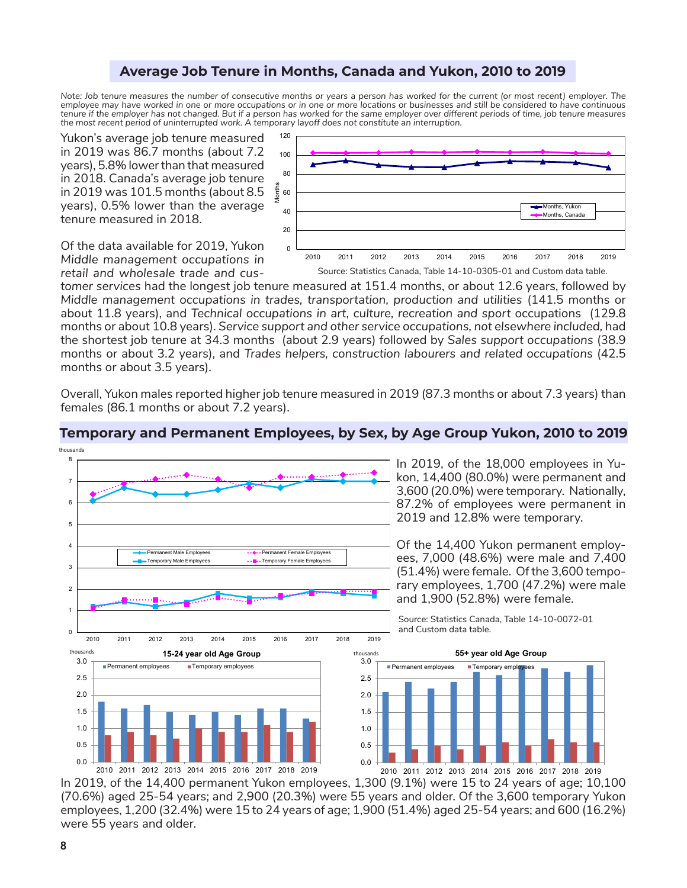## Average Job Tenure in Months, Canada and Yukon, 2010 to 2019

*Note: Job tenure measures the number of consecutive months or years a person has worked for the current (or most recent) employer. The employee may have worked in one or more occupations or in one or more locations or businesses and still be considered to have continuous tenure if the employer has not changed. But if a person has worked for the same employer over different periods of time, job tenure measures the most recent period of uninterrupted work. A temporary layoff does not constitute an interruption.*

Yukon's average job tenure measured in 2019 was 86.7 months (about 7.2 years), 5.8% lower than that measured in 2018. Canada's average job tenure in 2019 was 101.5 months (about 8.5 years), 0.5% lower than the average tenure measured in 2018.

Source: Statistics Canada, Table 14-10-0305-01 and Custom data table.

Of the data available for 2019, Yukon *Middle management occupations in retail and wholesale trade and customer services* had the longest job tenure measured at 151.4 months, or about 12.6 years, followed by *Middle management occupations in trades, transportation, production and utilities* (141.5 months or about 11.8 years), and *Technical occupations in art, culture, recreation and sport* occupations (129.8 months or about 10.8 years). *Service support and other service occupations, not elsewhere included,* had the shortest job tenure at 34.3 months (about 2.9 years) followed by *Sales support occupations* (38.9 months or about 3.2 years), and *Trades helpers, construction labourers and related occupations* (42.5 months or about 3.5 years).

Overall, Yukon males reported higher job tenure measured in 2019 (87.3 months or about 7.3 years) than females (86.1 months or about 7.2 years).

## Temporary and Permanent Employees, by Sex, by Age Group Yukon, 2010 to 2019

In 2019, of the 18,000 employees in Yukon, 14,400 (80.0%) were permanent and 3,600 (20.0%) were temporary. Nationally, 87.2% of employees were permanent in 2019 and 12.8% were temporary.

Of the 14,400 Yukon permanent employees, 7,000 (48.6%) were male and 7,400 (51.4%) were female. Of the 3,600 temporary employees, 1,700 (47.2%) were male and 1,900 (52.8%) were female.

Source: Statistics Canada, Table 14-10-0072-01 and Custom data table.

In 2019, of the 14,400 permanent Yukon employees, 1,300 (9.1%) were 15 to 24 years of age; 10,100 (70.6%) aged 25-54 years; and 2,900 (20.3%) were 55 years and older. Of the 3,600 temporary Yukon employees, 1,200 (32.4%) were 15 to 24 years of age; 1,900 (51.4%) aged 25-54 years; and 600 (16.2%) were 55 years and older.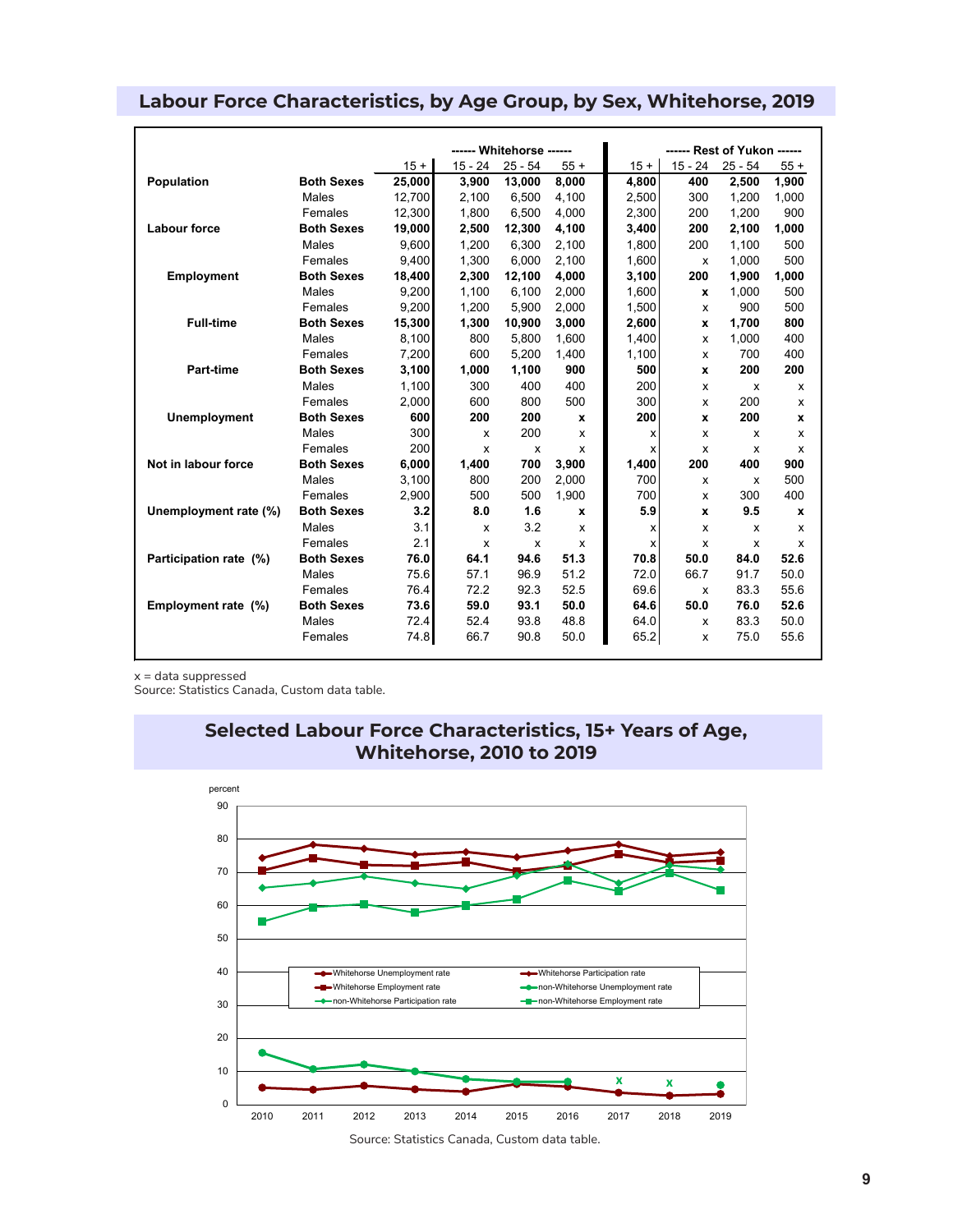## Labour Force Characteristics, by Age Group, by Sex, Whitehorse, 2019

| | | ------ Whitehorse ------ | | | | ------ Rest of Yukon ------ | | | |
|---|---|---|---|---|---|---|---|---|---|
| | | 15 + | 15 - 24 | 25 - 54 | 55 + | 15 + | 15 - 24 | 25 - 54 | 55 + |
| **Population** | **Both Sexes** | **25,000** | **3,900** | **13,000** | **8,000** | **4,800** | **400** | **2,500** | **1,900** |
| | Males | 12,700 | 2,100 | 6,500 | 4,100 | 2,500 | 300 | 1,200 | 1,000 |
| | Females | 12,300 | 1,800 | 6,500 | 4,000 | 2,300 | 200 | 1,200 | 900 |
| **Labour force** | **Both Sexes** | **19,000** | **2,500** | **12,300** | **4,100** | **3,400** | **200** | **2,100** | **1,000** |
| | Males | 9,600 | 1,200 | 6,300 | 2,100 | 1,800 | 200 | 1,100 | 500 |
| | Females | 9,400 | 1,300 | 6,000 | 2,100 | 1,600 | x | 1,000 | 500 |
| **Employment** | **Both Sexes** | **18,400** | **2,300** | **12,100** | **4,000** | **3,100** | **200** | **1,900** | **1,000** |
| | Males | 9,200 | 1,100 | 6,100 | 2,000 | 1,600 | **x** | 1,000 | 500 |
| | Females | 9,200 | 1,200 | 5,900 | 2,000 | 1,500 | x | 900 | 500 |
| **Full-time** | **Both Sexes** | **15,300** | **1,300** | **10,900** | **3,000** | **2,600** | **x** | **1,700** | **800** |
| | Males | 8,100 | 800 | 5,800 | 1,600 | 1,400 | x | 1,000 | 400 |
| | Females | 7,200 | 600 | 5,200 | 1,400 | 1,100 | x | 700 | 400 |
| **Part-time** | **Both Sexes** | **3,100** | **1,000** | **1,100** | **900** | **500** | **x** | **200** | **200** |
| | Males | 1,100 | 300 | 400 | 400 | 200 | x | x | x |
| | Females | 2,000 | 600 | 800 | 500 | 300 | x | 200 | x |
| **Unemployment** | **Both Sexes** | **600** | **200** | **200** | **x** | **200** | **x** | **200** | **x** |
| | Males | 300 | x | 200 | x | x | x | x | x |
| | Females | 200 | x | x | x | x | x | x | x |
| **Not in labour force** | **Both Sexes** | **6,000** | **1,400** | **700** | **3,900** | **1,400** | **200** | **400** | **900** |
| | Males | 3,100 | 800 | 200 | 2,000 | 700 | x | x | 500 |
| | Females | 2,900 | 500 | 500 | 1,900 | 700 | x | 300 | 400 |
| **Unemployment rate (%)** | **Both Sexes** | **3.2** | **8.0** | **1.6** | **x** | **5.9** | **x** | **9.5** | **x** |
| | Males | 3.1 | x | 3.2 | x | x | x | x | x |
| | Females | 2.1 | x | x | x | x | x | x | x |
| **Participation rate (%)** | **Both Sexes** | **76.0** | **64.1** | **94.6** | **51.3** | **70.8** | **50.0** | **84.0** | **52.6** |
| | Males | 75.6 | 57.1 | 96.9 | 51.2 | 72.0 | 66.7 | 91.7 | 50.0 |
| | Females | 76.4 | 72.2 | 92.3 | 52.5 | 69.6 | x | 83.3 | 55.6 |
| **Employment rate (%)** | **Both Sexes** | **73.6** | **59.0** | **93.1** | **50.0** | **64.6** | **50.0** | **76.0** | **52.6** |
| | Males | 72.4 | 52.4 | 93.8 | 48.8 | 64.0 | x | 83.3 | 50.0 |
| | Females | 74.8 | 66.7 | 90.8 | 50.0 | 65.2 | x | 75.0 | 55.6 |

x = data suppressed
Source: Statistics Canada, Custom data table.

## Selected Labour Force Characteristics, 15+ Years of Age, Whitehorse, 2010 to 2019

Source: Statistics Canada, Custom data table.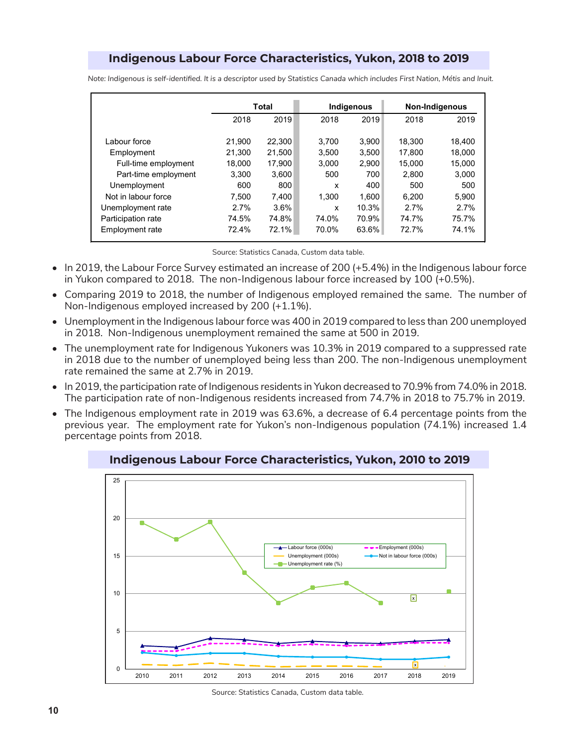## Indigenous Labour Force Characteristics, Yukon, 2018 to 2019

*Note: Indigenous is self-identified. It is a descriptor used by Statistics Canada which includes First Nation, Métis and Inuit.*

| | Total | | Indigenous | | Non-Indigenous | |
|---|---|---|---|---|---|---|
| | 2018 | 2019 | 2018 | 2019 | 2018 | 2019 |
| Labour force | 21,900 | 22,300 | 3,700 | 3,900 | 18,300 | 18,400 |
| Employment | 21,300 | 21,500 | 3,500 | 3,500 | 17,800 | 18,000 |
| Full-time employment | 18,000 | 17,900 | 3,000 | 2,900 | 15,000 | 15,000 |
| Part-time employment | 3,300 | 3,600 | 500 | 700 | 2,800 | 3,000 |
| Unemployment | 600 | 800 | x | 400 | 500 | 500 |
| Not in labour force | 7,500 | 7,400 | 1,300 | 1,600 | 6,200 | 5,900 |
| Unemployment rate | 2.7% | 3.6% | x | 10.3% | 2.7% | 2.7% |
| Participation rate | 74.5% | 74.8% | 74.0% | 70.9% | 74.7% | 75.7% |
| Employment rate | 72.4% | 72.1% | 70.0% | 63.6% | 72.7% | 74.1% |

Source: Statistics Canada, Custom data table.

- In 2019, the Labour Force Survey estimated an increase of 200 (+5.4%) in the Indigenous labour force in Yukon compared to 2018. The non-Indigenous labour force increased by 100 (+0.5%).
- Comparing 2019 to 2018, the number of Indigenous employed remained the same. The number of Non-Indigenous employed increased by 200 (+1.1%).
- Unemployment in the Indigenous labour force was 400 in 2019 compared to less than 200 unemployed in 2018. Non-Indigenous unemployment remained the same at 500 in 2019.
- The unemployment rate for Indigenous Yukoners was 10.3% in 2019 compared to a suppressed rate in 2018 due to the number of unemployed being less than 200. The non-Indigenous unemployment rate remained the same at 2.7% in 2019.
- In 2019, the participation rate of Indigenous residents in Yukon decreased to 70.9% from 74.0% in 2018. The participation rate of non-Indigenous residents increased from 74.7% in 2018 to 75.7% in 2019.
- The Indigenous employment rate in 2019 was 63.6%, a decrease of 6.4 percentage points from the previous year. The employment rate for Yukon's non-Indigenous population (74.1%) increased 1.4 percentage points from 2018.

## Indigenous Labour Force Characteristics, Yukon, 2010 to 2019

Source: Statistics Canada, Custom data table.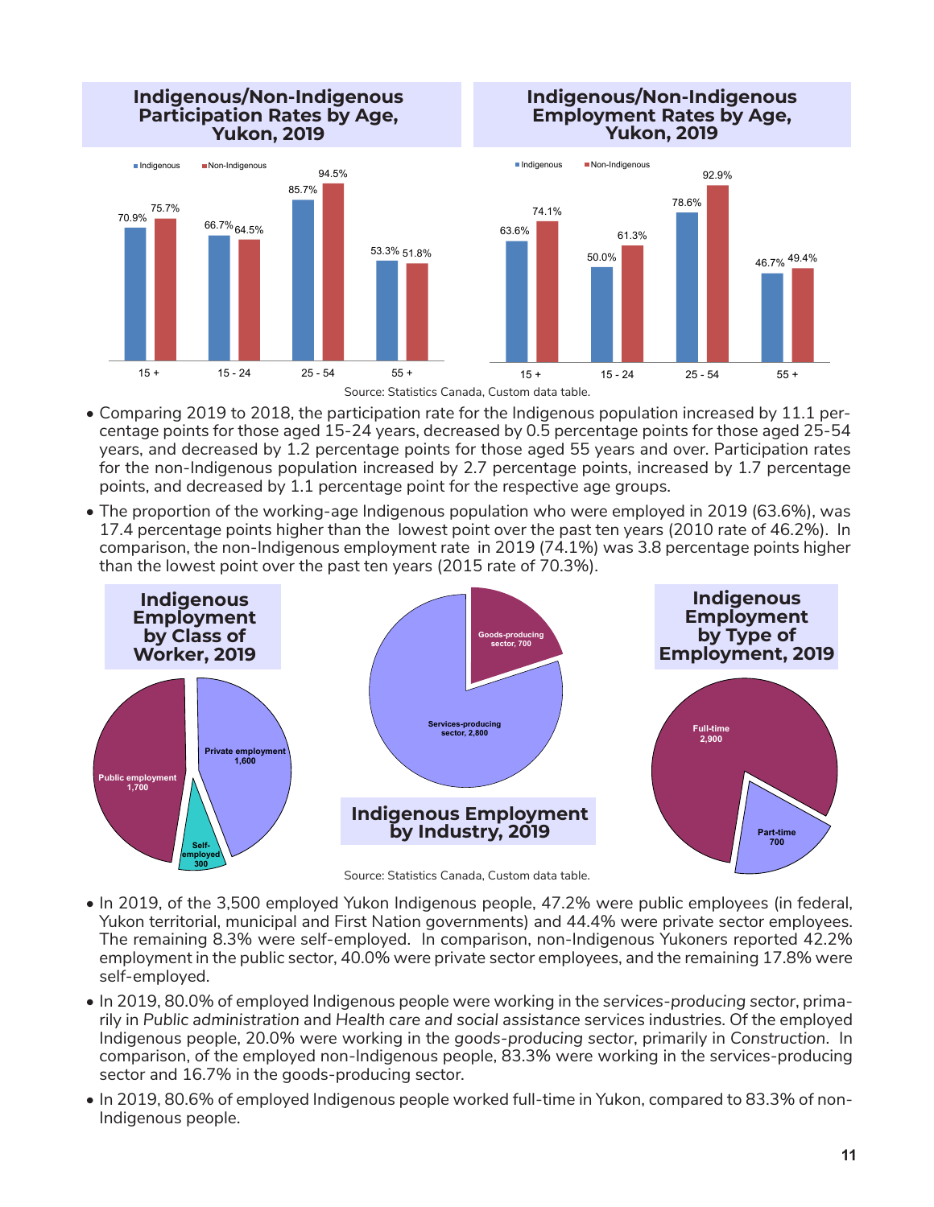## Indigenous/Non-Indigenous Participation Rates by Age, Yukon, 2019

| Age | Indigenous | Non-Indigenous |
|---|---|---|
| 15 + | 70.9% | 75.7% |
| 15 - 24 | 66.7% | 64.5% |
| 25 - 54 | 85.7% | 94.5% |
| 55 + | 53.3% | 51.8% |

## Indigenous/Non-Indigenous Employment Rates by Age, Yukon, 2019

| Age | Indigenous | Non-Indigenous |
|---|---|---|
| 15 + | 63.6% | 74.1% |
| 15 - 24 | 50.0% | 61.3% |
| 25 - 54 | 78.6% | 92.9% |
| 55 + | 46.7% | 49.4% |

Source: Statistics Canada, Custom data table.

- Comparing 2019 to 2018, the participation rate for the Indigenous population increased by 11.1 percentage points for those aged 15-24 years, decreased by 0.5 percentage points for those aged 25-54 years, and decreased by 1.2 percentage points for those aged 55 years and over. Participation rates for the non-Indigenous population increased by 2.7 percentage points, increased by 1.7 percentage points, and decreased by 1.1 percentage point for the respective age groups.
- The proportion of the working-age Indigenous population who were employed in 2019 (63.6%), was 17.4 percentage points higher than the lowest point over the past ten years (2010 rate of 46.2%). In comparison, the non-Indigenous employment rate in 2019 (74.1%) was 3.8 percentage points higher than the lowest point over the past ten years (2015 rate of 70.3%).

## Indigenous Employment by Class of Worker, 2019

| Class of Worker | Employed |
|---|---|
| Public employment | 1,700 |
| Private employment | 1,600 |
| Self-employed | 300 |

## Indigenous Employment by Industry, 2019

| Industry | Employed |
|---|---|
| Goods-producing sector | 700 |
| Services-producing sector | 2,800 |

## Indigenous Employment by Type of Employment, 2019

| Type of Employment | Employed |
|---|---|
| Full-time | 2,900 |
| Part-time | 700 |

Source: Statistics Canada, Custom data table.

- In 2019, of the 3,500 employed Yukon Indigenous people, 47.2% were public employees (in federal, Yukon territorial, municipal and First Nation governments) and 44.4% were private sector employees. The remaining 8.3% were self-employed. In comparison, non-Indigenous Yukoners reported 42.2% employment in the public sector, 40.0% were private sector employees, and the remaining 17.8% were self-employed.
- In 2019, 80.0% of employed Indigenous people were working in the *services-producing sector*, primarily in *Public administration* and *Health care and social assistance* services industries. Of the employed Indigenous people, 20.0% were working in the *goods-producing sector*, primarily in *Construction*. In comparison, of the employed non-Indigenous people, 83.3% were working in the services-producing sector and 16.7% in the goods-producing sector.
- In 2019, 80.6% of employed Indigenous people worked full-time in Yukon, compared to 83.3% of non-Indigenous people.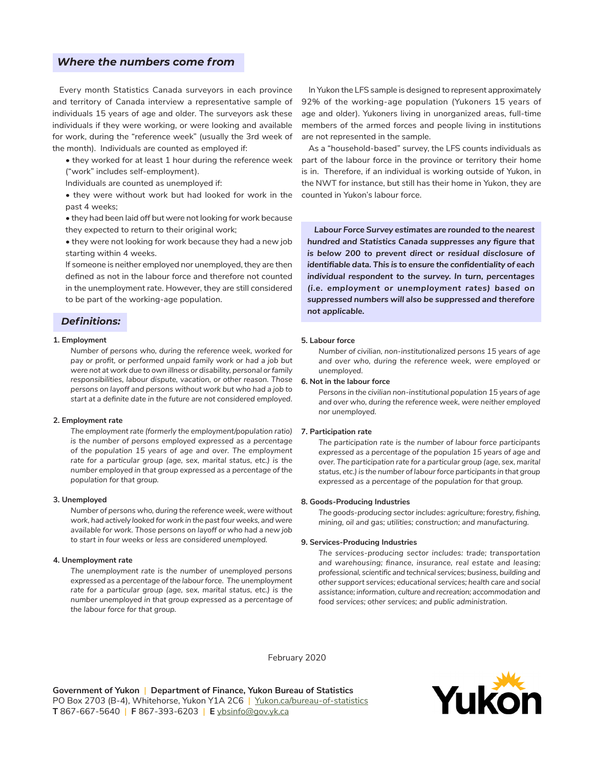## *Where the numbers come from*

Every month Statistics Canada surveyors in each province and territory of Canada interview a representative sample of individuals 15 years of age and older. The surveyors ask these individuals if they were working, or were looking and available for work, during the "reference week" (usually the 3rd week of the month). Individuals are counted as employed if:

- they worked for at least 1 hour during the reference week ("work" includes self-employment).

Individuals are counted as unemployed if:

- they were without work but had looked for work in the past 4 weeks;
- they had been laid off but were not looking for work because they expected to return to their original work;
- they were not looking for work because they had a new job starting within 4 weeks.

If someone is neither employed nor unemployed, they are then defined as not in the labour force and therefore not counted in the unemployment rate. However, they are still considered to be part of the working-age population.

In Yukon the LFS sample is designed to represent approximately 92% of the working-age population (Yukoners 15 years of age and older). Yukoners living in unorganized areas, full-time members of the armed forces and people living in institutions are not represented in the sample.

As a "household-based" survey, the LFS counts individuals as part of the labour force in the province or territory their home is in. Therefore, if an individual is working outside of Yukon, in the NWT for instance, but still has their home in Yukon, they are counted in Yukon's labour force.

***Labour Force Survey estimates are rounded to the nearest hundred and Statistics Canada suppresses any figure that is below 200 to prevent direct or residual disclosure of identifiable data. This is to ensure the confidentiality of each individual respondent to the survey. In turn, percentages (i.e. employment or unemployment rates) based on suppressed numbers will also be suppressed and therefore not applicable.***

## *Definitions:*

**1. Employment**

*Number of persons who, during the reference week, worked for pay or profit, or performed unpaid family work or had a job but were not at work due to own illness or disability, personal or family responsibilities, labour dispute, vacation, or other reason. Those persons on layoff and persons without work but who had a job to start at a definite date in the future are not considered employed.*

**2. Employment rate**

*The employment rate (formerly the employment/population ratio) is the number of persons employed expressed as a percentage of the population 15 years of age and over. The employment rate for a particular group (age, sex, marital status, etc.) is the number employed in that group expressed as a percentage of the population for that group.*

**3. Unemployed**

*Number of persons who, during the reference week, were without work, had actively looked for work in the past four weeks, and were available for work. Those persons on layoff or who had a new job to start in four weeks or less are considered unemployed.*

**4. Unemployment rate**

*The unemployment rate is the number of unemployed persons expressed as a percentage of the labour force. The unemployment rate for a particular group (age, sex, marital status, etc.) is the number unemployed in that group expressed as a percentage of the labour force for that group.*

**5. Labour force**

*Number of civilian, non-institutionalized persons 15 years of age and over who, during the reference week, were employed or unemployed.*

**6. Not in the labour force**

*Persons in the civilian non-institutional population 15 years of age and over who, during the reference week, were neither employed nor unemployed.*

**7. Participation rate**

*The participation rate is the number of labour force participants expressed as a percentage of the population 15 years of age and over. The participation rate for a particular group (age, sex, marital status, etc.) is the number of labour force participants in that group expressed as a percentage of the population for that group.*

**8. Goods-Producing Industries**

*The goods-producing sector includes: agriculture; forestry, fishing, mining, oil and gas; utilities; construction; and manufacturing.*

**9. Services-Producing Industries**

*The services-producing sector includes: trade; transportation and warehousing; finance, insurance, real estate and leasing; professional, scientific and technical services; business, building and other support services; educational services; health care and social assistance; information, culture and recreation; accommodation and food services; other services; and public administration.*

February 2020

**Government of Yukon | Department of Finance, Yukon Bureau of Statistics**
PO Box 2703 (B-4), Whitehorse, Yukon Y1A 2C6 | Yukon.ca/bureau-of-statistics
**T** 867-667-5640 | **F** 867-393-6203 | **E** ybsinfo@gov.yk.ca

Yukon